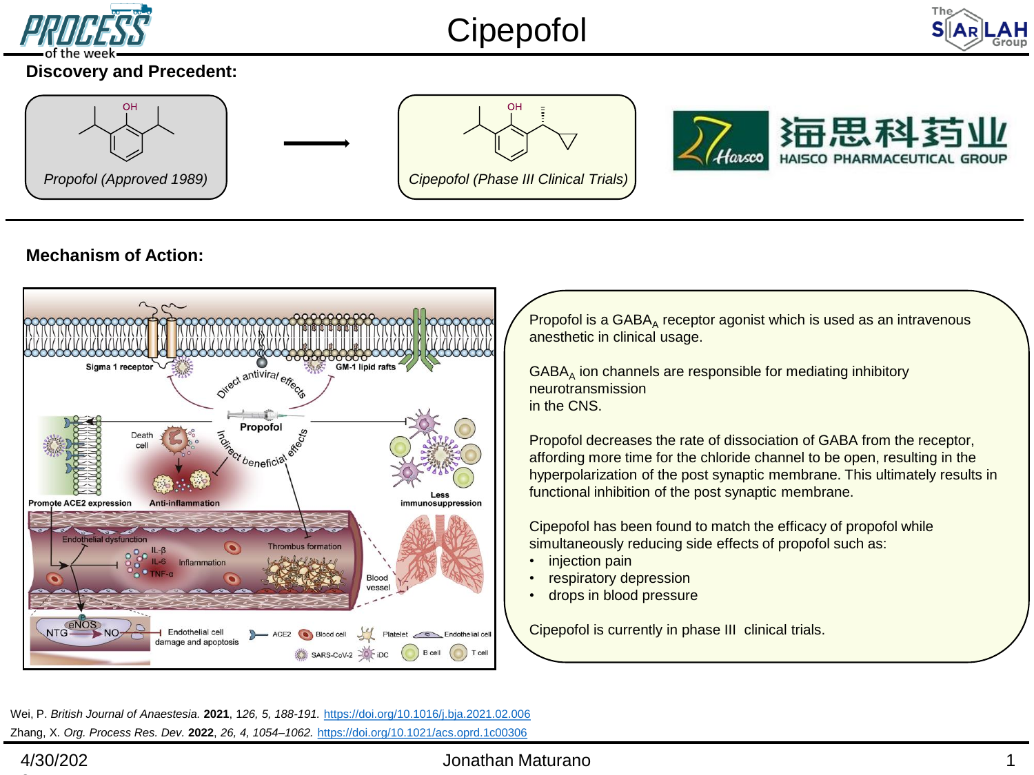# Cipepofol

## Discovery and Precedent:

Propofol (Approved 1989)

Cipepofol (Phase III Clinical Trials)

海思科药业 HAISCO PHARMACEUTICAL GROUP

## Mechanism of Action:

Propofol is a $GABA_A$ receptor agonist which is used as an intravenous anesthetic in clinical usage.

$GABA_A$ ion channels are responsible for mediating inhibitory neurotransmission in the CNS.

Propofol decreases the rate of dissociation of GABA from the receptor, affording more time for the chloride channel to be open, resulting in the hyperpolarization of the post synaptic membrane. This ultimately results in functional inhibition of the post synaptic membrane.

Cipepofol has been found to match the efficacy of propofol while simultaneously reducing side effects of propofol such as:

- injection pain
- respiratory depression
- drops in blood pressure

Cipepofol is currently in phase III clinical trials.

Wei, P. *British Journal of Anaestesia.* **2021**, *126, 5, 188-191.* https://doi.org/10.1016/j.bja.2021.02.006

Zhang, X. *Org. Process Res. Dev.* **2022**, *26, 4, 1054–1062.* https://doi.org/10.1021/acs.oprd.1c00306

4/30/2022 Jonathan Maturano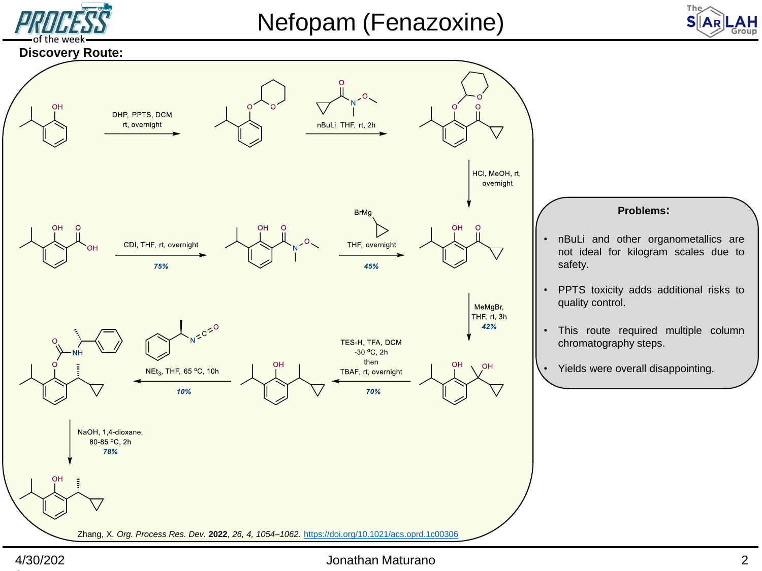# Nefopam (Fenazoxine)

**Discovery Route:**

DHP, PPTS, DCM rt, overnight

nBuLi, THF, rt, 2h

HCl, MeOH, rt, overnight

BrMg

THF, overnight

*45%*

CDI, THF, rt, overnight

*75%*

MeMgBr, THF, rt, 3h

*42%*

TES-H, TFA, DCM -30 °C, 2h then TBAF, rt, overnight

*70%*

$NEt_3$, THF, 65 °C, 10h

*10%*

NaOH, 1,4-dioxane, 80-85 °C, 2h

*78%*

Zhang, X. *Org. Process Res. Dev.* **2022**, *26, 4, 1054–1062.* https://doi.org/10.1021/acs.oprd.1c00306

**Problems:**

- nBuLi and other organometallics are not ideal for kilogram scales due to safety.
- PPTS toxicity adds additional risks to quality control.
- This route required multiple column chromatography steps.
- Yields were overall disappointing.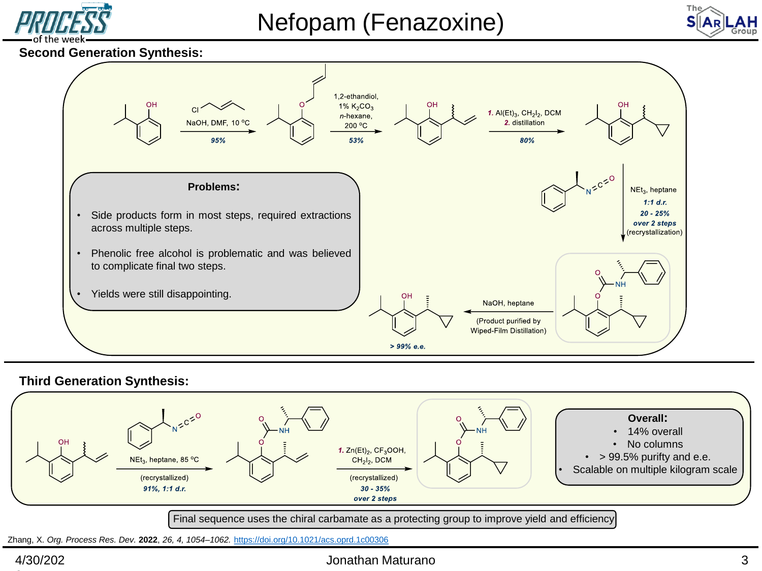# Nefopam (Fenazoxine)

## Second Generation Synthesis:

Cl (crotyl chloride); NaOH, DMF, 10 °C — *95%*

1,2-ethandiol, 1% $K_2CO_3$, *n*-hexane, 200 °C — *53%*

*1.* $Al(Et)_3$, $CH_2I_2$, DCM *2.* distillation — *80%*

NEt$_3$, heptane — *1:1 d.r.* *20 - 25% over 2 steps* (recrystallization)

NaOH, heptane (Product purified by Wiped-Film Distillation)

*> 99% e.e.*

**Problems:**

- Side products form in most steps, required extractions across multiple steps.
- Phenolic free alcohol is problematic and was believed to complicate final two steps.
- Yields were still disappointing.

## Third Generation Synthesis:

NEt$_3$, heptane, 85 °C (recrystallized) — *91%, 1:1 d.r.*

*1.* $Zn(Et)_2$, $CF_3OOH$, $CH_2I_2$, DCM (recrystallized) — *30 - 35% over 2 steps*

**Overall:**

- 14% overall
- No columns
- > 99.5% purifty and e.e.
- Scalable on multiple kilogram scale

Final sequence uses the chiral carbamate as a protecting group to improve yield and efficiency

Zhang, X. *Org. Process Res. Dev.* **2022**, *26, 4, 1054–1062.* https://doi.org/10.1021/acs.oprd.1c00306